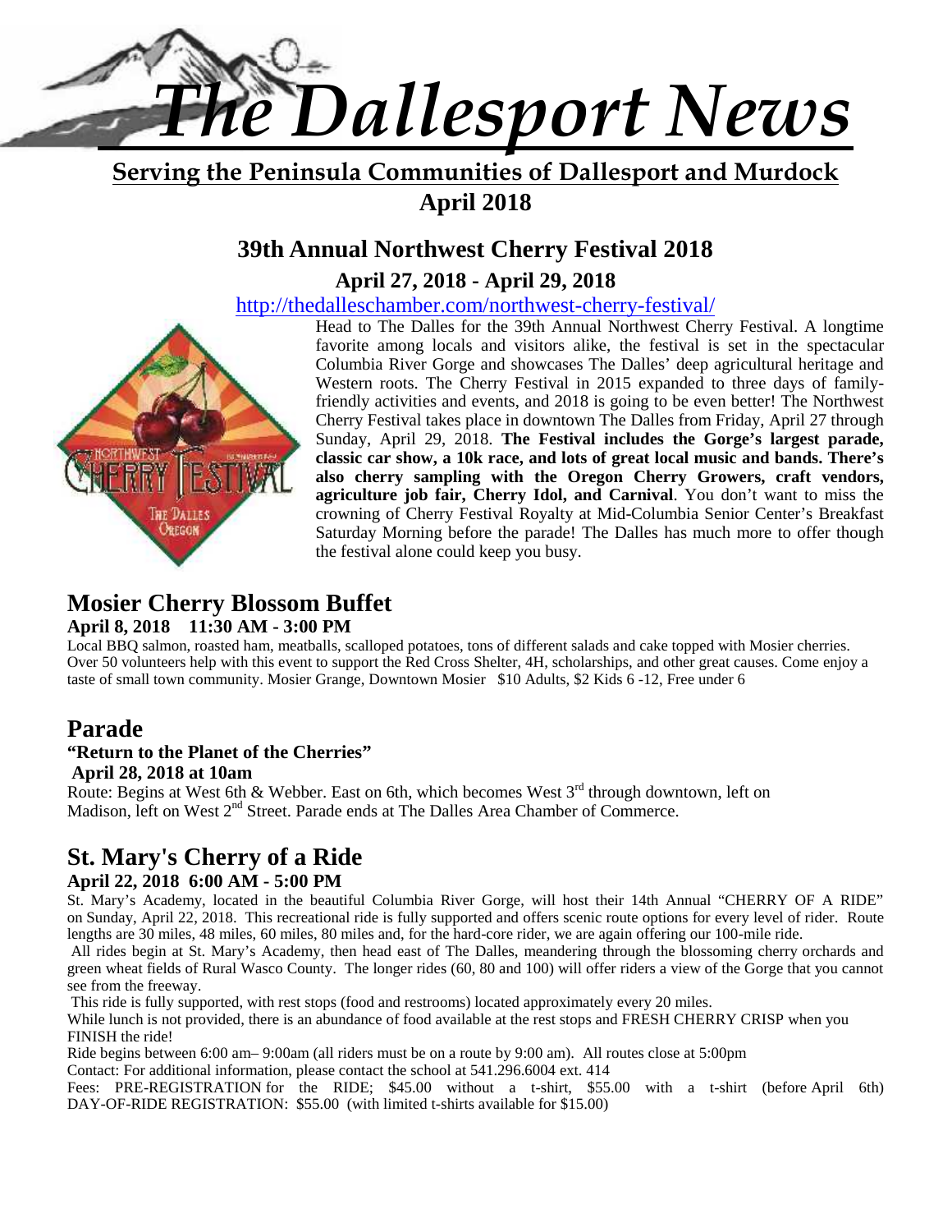# The Dallesport News

**Serving the Peninsula Communities of Dallesport and Murdock**

**April 2018**

## 39th Annual Northwest Cherry Festival 2018

### April 27, 2018 - April 29, 2018

http://thedalleschamber.com/northwest-cherry-festival/

Head to The Dalles for the 39th Annual Northwest Cherry Festival. A longtime favorite among locals and visitors alike, the festival is set in the spectacular Columbia River Gorge and showcases The Dalles' deep agricultural heritage and Western roots. The Cherry Festival in 2015 expanded to three days of family-friendly activities and events, and 2018 is going to be even better! The Northwest Cherry Festival takes place in downtown The Dalles from Friday, April 27 through Sunday, April 29, 2018. **The Festival includes the Gorge's largest parade, classic car show, a 10k race, and lots of great local music and bands. There's also cherry sampling with the Oregon Cherry Growers, craft vendors, agriculture job fair, Cherry Idol, and Carnival**. You don't want to miss the crowning of Cherry Festival Royalty at Mid-Columbia Senior Center's Breakfast Saturday Morning before the parade! The Dalles has much more to offer though the festival alone could keep you busy.

## Mosier Cherry Blossom Buffet

**April 8, 2018 11:30 AM - 3:00 PM**

Local BBQ salmon, roasted ham, meatballs, scalloped potatoes, tons of different salads and cake topped with Mosier cherries. Over 50 volunteers help with this event to support the Red Cross Shelter, 4H, scholarships, and other great causes. Come enjoy a taste of small town community. Mosier Grange, Downtown Mosier $10 Adults, $2 Kids 6 -12, Free under 6

## Parade

**"Return to the Planet of the Cherries"**

**April 28, 2018 at 10am**

Route: Begins at West 6th & Webber. East on 6th, which becomes West 3rd through downtown, left on Madison, left on West 2nd Street. Parade ends at The Dalles Area Chamber of Commerce.

## St. Mary's Cherry of a Ride

**April 22, 2018 6:00 AM - 5:00 PM**

St. Mary's Academy, located in the beautiful Columbia River Gorge, will host their 14th Annual "CHERRY OF A RIDE" on Sunday, April 22, 2018. This recreational ride is fully supported and offers scenic route options for every level of rider. Route lengths are 30 miles, 48 miles, 60 miles, 80 miles and, for the hard-core rider, we are again offering our 100-mile ride.

All rides begin at St. Mary's Academy, then head east of The Dalles, meandering through the blossoming cherry orchards and green wheat fields of Rural Wasco County. The longer rides (60, 80 and 100) will offer riders a view of the Gorge that you cannot see from the freeway.

This ride is fully supported, with rest stops (food and restrooms) located approximately every 20 miles.

While lunch is not provided, there is an abundance of food available at the rest stops and FRESH CHERRY CRISP when you FINISH the ride!

Ride begins between 6:00 am– 9:00am (all riders must be on a route by 9:00 am). All routes close at 5:00pm

Contact: For additional information, please contact the school at 541.296.6004 ext. 414

Fees: PRE-REGISTRATION for the RIDE; $45.00 without a t-shirt, $55.00 with a t-shirt (before April 6th) DAY-OF-RIDE REGISTRATION: $55.00 (with limited t-shirts available for $15.00)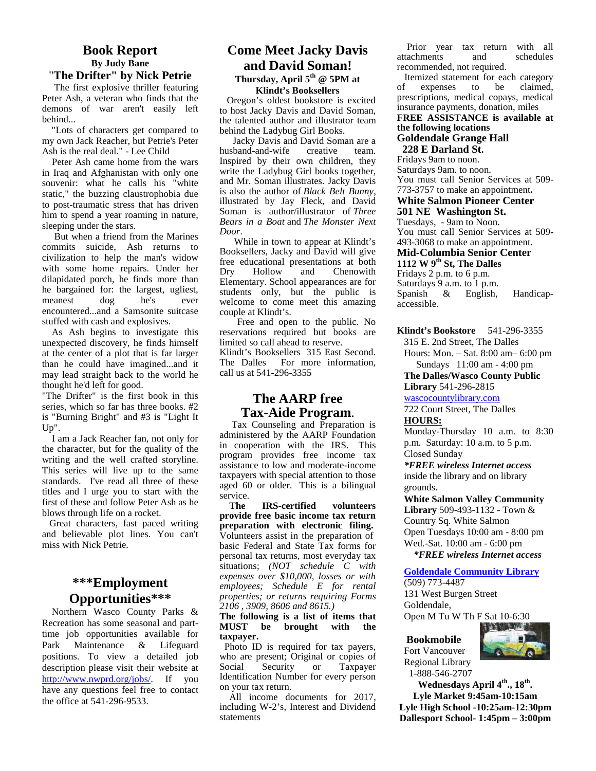## Book Report

**By Judy Bane**

**"The Drifter" by Nick Petrie**

The first explosive thriller featuring Peter Ash, a veteran who finds that the demons of war aren't easily left behind...

"Lots of characters get compared to my own Jack Reacher, but Petrie's Peter Ash is the real deal." - Lee Child

Peter Ash came home from the wars in Iraq and Afghanistan with only one souvenir: what he calls his "white static," the buzzing claustrophobia due to post-traumatic stress that has driven him to spend a year roaming in nature, sleeping under the stars.

But when a friend from the Marines commits suicide, Ash returns to civilization to help the man's widow with some home repairs. Under her dilapidated porch, he finds more than he bargained for: the largest, ugliest, meanest dog he's ever encountered...and a Samsonite suitcase stuffed with cash and explosives.

As Ash begins to investigate this unexpected discovery, he finds himself at the center of a plot that is far larger than he could have imagined...and it may lead straight back to the world he thought he'd left for good.

"The Drifter" is the first book in this series, which so far has three books. #2 is "Burning Bright" and #3 is "Light It Up".

I am a Jack Reacher fan, not only for the character, but for the quality of the writing and the well crafted storyline. This series will live up to the same standards. I've read all three of these titles and I urge you to start with the first of these and follow Peter Ash as he blows through life on a rocket.

Great characters, fast paced writing and believable plot lines. You can't miss with Nick Petrie.

## ***Employment Opportunities***

Northern Wasco County Parks & Recreation has some seasonal and part-time job opportunities available for Park Maintenance & Lifeguard positions. To view a detailed job description please visit their website at http://www.nwprd.org/jobs/. If you have any questions feel free to contact the office at 541-296-9533.

## Come Meet Jacky Davis and David Soman!

**Thursday, April 5th @ 5PM at Klindt's Booksellers**

Oregon's oldest bookstore is excited to host Jacky Davis and David Soman, the talented author and illustrator team behind the Ladybug Girl Books.

Jacky Davis and David Soman are a husband-and-wife creative team. Inspired by their own children, they write the Ladybug Girl books together, and Mr. Soman illustrates. Jacky Davis is also the author of *Black Belt Bunny*, illustrated by Jay Fleck, and David Soman is author/illustrator of *Three Bears in a Boat* and *The Monster Next Door*.

While in town to appear at Klindt's Booksellers, Jacky and David will give free educational presentations at both Dry Hollow and Chenowith Elementary. School appearances are for students only, but the public is welcome to come meet this amazing couple at Klindt's.

Free and open to the public. No reservations required but books are limited so call ahead to reserve.

Klindt's Booksellers 315 East Second. The Dalles For more information, call us at 541-296-3355

## The AARP free Tax-Aide Program.

Tax Counseling and Preparation is administered by the AARP Foundation in cooperation with the IRS. This program provides free income tax assistance to low and moderate-income taxpayers with special attention to those aged 60 or older. This is a bilingual service.

**The IRS-certified volunteers provide free basic income tax return preparation with electronic filing.** Volunteers assist in the preparation of basic Federal and State Tax forms for personal tax returns, most everyday tax situations; *(NOT schedule C with expenses over $10,000, losses or with employees; Schedule E for rental properties; or returns requiring Forms 2106 , 3909, 8606 and 8615.)*

**The following is a list of items that MUST be brought with the taxpayer.**

Photo ID is required for tax payers, who are present; Original or copies of Social Security or Taxpayer Identification Number for every person on your tax return.

All income documents for 2017, including W-2's, Interest and Dividend statements

Prior year tax return with all attachments and schedules recommended, not required.

Itemized statement for each category of expenses to be claimed, prescriptions, medical copays, medical insurance payments, donation, miles

**FREE ASSISTANCE is available at the following locations**

**Goldendale Grange Hall**
**228 E Darland St.**
Fridays 9am to noon.
Saturdays 9am. to noon.
You must call Senior Services at 509-773-3757 to make an appointment**.**

**White Salmon Pioneer Center**
**501 NE Washington St.**
Tuesdays, - 9am to Noon.
You must call Senior Services at 509-493-3068 to make an appointment.

**Mid-Columbia Senior Center**
**1112 W 9th St, The Dalles**
Fridays 2 p.m. to 6 p.m.
Saturdays 9 a.m. to 1 p.m.
Spanish & English, Handicap-accessible.

**Klindt's Bookstore** 541-296-3355
315 E. 2nd Street, The Dalles
Hours: Mon. – Sat. 8:00 am– 6:00 pm
Sundays 11:00 am - 4:00 pm

**The Dalles/Wasco County Public Library** 541-296-2815
wascocountylibrary.com
722 Court Street, The Dalles
**HOURS:**
Monday-Thursday 10 a.m. to 8:30 p.m. Saturday: 10 a.m. to 5 p.m.
Closed Sunday
***FREE wireless Internet access** inside the library and on library grounds.

**White Salmon Valley Community Library** 509-493-1132 - Town & Country Sq. White Salmon
Open Tuesdays 10:00 am - 8:00 pm
Wed.-Sat. 10:00 am - 6:00 pm
***FREE wireless Internet access***

**Goldendale Community Library**
(509) 773-4487
131 West Burgen Street
Goldendale,
Open M Tu W Th F Sat 10-6:30

**Bookmobile**
Fort Vancouver Regional Library
1-888-546-2707

**Wednesdays April 4th., 18th.**
**Lyle Market 9:45am-10:15am**
**Lyle High School -10:25am-12:30pm**
**Dallesport School- 1:45pm – 3:00pm**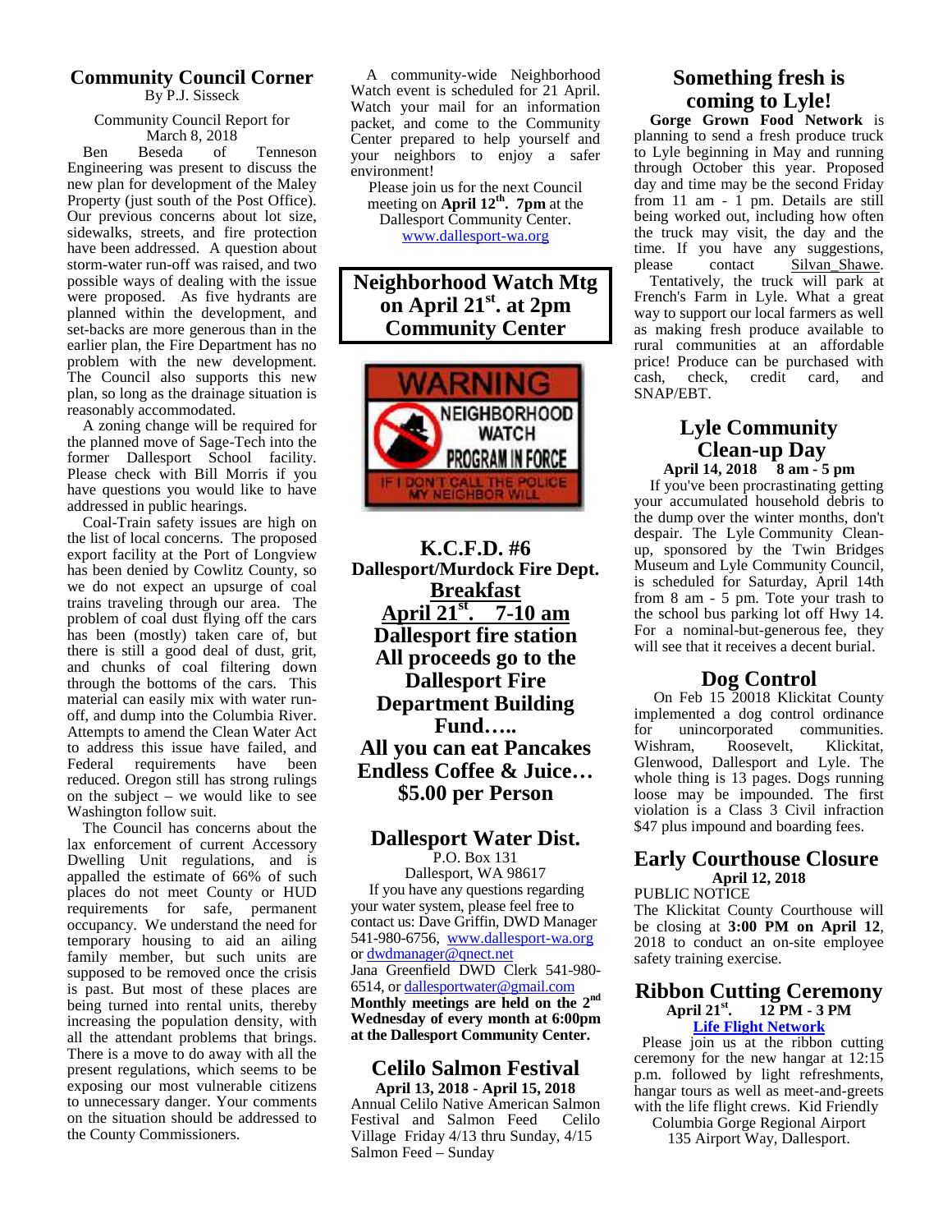## Community Council Corner

By P.J. Sisseck

Community Council Report for March 8, 2018

Ben Beseda of Tenneson Engineering was present to discuss the new plan for development of the Maley Property (just south of the Post Office). Our previous concerns about lot size, sidewalks, streets, and fire protection have been addressed. A question about storm-water run-off was raised, and two possible ways of dealing with the issue were proposed. As five hydrants are planned within the development, and set-backs are more generous than in the earlier plan, the Fire Department has no problem with the new development. The Council also supports this new plan, so long as the drainage situation is reasonably accommodated.

A zoning change will be required for the planned move of Sage-Tech into the former Dallesport School facility. Please check with Bill Morris if you have questions you would like to have addressed in public hearings.

Coal-Train safety issues are high on the list of local concerns. The proposed export facility at the Port of Longview has been denied by Cowlitz County, so we do not expect an upsurge of coal trains traveling through our area. The problem of coal dust flying off the cars has been (mostly) taken care of, but there is still a good deal of dust, grit, and chunks of coal filtering down through the bottoms of the cars. This material can easily mix with water run-off, and dump into the Columbia River. Attempts to amend the Clean Water Act to address this issue have failed, and Federal requirements have been reduced. Oregon still has strong rulings on the subject – we would like to see Washington follow suit.

The Council has concerns about the lax enforcement of current Accessory Dwelling Unit regulations, and is appalled the estimate of 66% of such places do not meet County or HUD requirements for safe, permanent occupancy. We understand the need for temporary housing to aid an ailing family member, but such units are supposed to be removed once the crisis is past. But most of these places are being turned into rental units, thereby increasing the population density, with all the attendant problems that brings. There is a move to do away with all the present regulations, which seems to be exposing our most vulnerable citizens to unnecessary danger. Your comments on the situation should be addressed to the County Commissioners.

A community-wide Neighborhood Watch event is scheduled for 21 April. Watch your mail for an information packet, and come to the Community Center prepared to help yourself and your neighbors to enjoy a safer environment!

Please join us for the next Council meeting on **April 12th. 7pm** at the Dallesport Community Center.
www.dallesport-wa.org

## Neighborhood Watch Mtg on April 21st. at 2pm Community Center

WARNING
NEIGHBORHOOD WATCH PROGRAM IN FORCE
IF I DON'T CALL THE POLICE MY NEIGHBOR WILL

## K.C.F.D. #6

**Dallesport/Murdock Fire Dept.**

**Breakfast**

**April 21st. 7-10 am**

**Dallesport fire station**

**All proceeds go to the Dallesport Fire Department Building Fund…..**

**All you can eat Pancakes Endless Coffee & Juice…**

**$5.00 per Person**

## Dallesport Water Dist.

P.O. Box 131
Dallesport, WA 98617

If you have any questions regarding your water system, please feel free to contact us: Dave Griffin, DWD Manager 541-980-6756, www.dallesport-wa.org or dwdmanager@qnect.net
Jana Greenfield DWD Clerk 541-980-6514, or dallesportwater@gmail.com
**Monthly meetings are held on the 2nd Wednesday of every month at 6:00pm at the Dallesport Community Center.**

## Celilo Salmon Festival

**April 13, 2018 - April 15, 2018**

Annual Celilo Native American Salmon Festival and Salmon Feed Celilo Village Friday 4/13 thru Sunday, 4/15
Salmon Feed – Sunday

## Something fresh is coming to Lyle!

**Gorge Grown Food Network** is planning to send a fresh produce truck to Lyle beginning in May and running through October this year. Proposed day and time may be the second Friday from 11 am - 1 pm. Details are still being worked out, including how often the truck may visit, the day and the time. If you have any suggestions, please contact Silvan_Shawe.

Tentatively, the truck will park at French's Farm in Lyle. What a great way to support our local farmers as well as making fresh produce available to rural communities at an affordable price! Produce can be purchased with cash, check, credit card, and SNAP/EBT.

## Lyle Community Clean-up Day

**April 14, 2018 8 am - 5 pm**

If you've been procrastinating getting your accumulated household debris to the dump over the winter months, don't despair. The Lyle Community Clean-up, sponsored by the Twin Bridges Museum and Lyle Community Council, is scheduled for Saturday, April 14th from 8 am - 5 pm. Tote your trash to the school bus parking lot off Hwy 14. For a nominal-but-generous fee, they will see that it receives a decent burial.

## Dog Control

On Feb 15 20018 Klickitat County implemented a dog control ordinance for unincorporated communities. Wishram, Roosevelt, Klickitat, Glenwood, Dallesport and Lyle. The whole thing is 13 pages. Dogs running loose may be impounded. The first violation is a Class 3 Civil infraction $47 plus impound and boarding fees.

## Early Courthouse Closure

**April 12, 2018**

PUBLIC NOTICE
The Klickitat County Courthouse will be closing at **3:00 PM on April 12**, 2018 to conduct an on-site employee safety training exercise.

## Ribbon Cutting Ceremony

**April 21st. 12 PM - 3 PM**

**Life Flight Network**

Please join us at the ribbon cutting ceremony for the new hangar at 12:15 p.m. followed by light refreshments, hangar tours as well as meet-and-greets with the life flight crews. Kid Friendly
Columbia Gorge Regional Airport
135 Airport Way, Dallesport.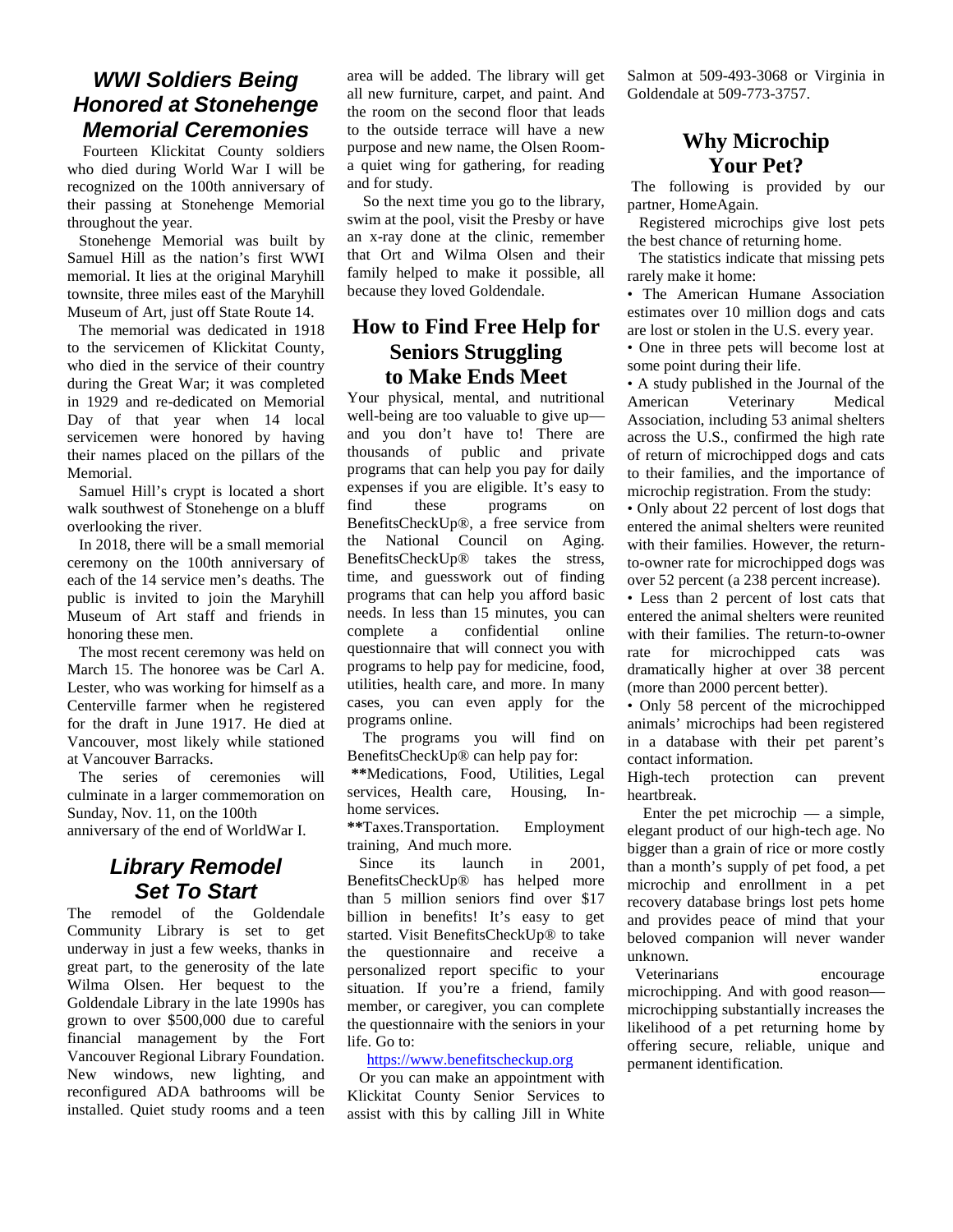## *WWI Soldiers Being Honored at Stonehenge Memorial Ceremonies*

Fourteen Klickitat County soldiers who died during World War I will be recognized on the 100th anniversary of their passing at Stonehenge Memorial throughout the year.

Stonehenge Memorial was built by Samuel Hill as the nation's first WWI memorial. It lies at the original Maryhill townsite, three miles east of the Maryhill Museum of Art, just off State Route 14.

The memorial was dedicated in 1918 to the servicemen of Klickitat County, who died in the service of their country during the Great War; it was completed in 1929 and re-dedicated on Memorial Day of that year when 14 local servicemen were honored by having their names placed on the pillars of the Memorial.

Samuel Hill's crypt is located a short walk southwest of Stonehenge on a bluff overlooking the river.

In 2018, there will be a small memorial ceremony on the 100th anniversary of each of the 14 service men's deaths. The public is invited to join the Maryhill Museum of Art staff and friends in honoring these men.

The most recent ceremony was held on March 15. The honoree was be Carl A. Lester, who was working for himself as a Centerville farmer when he registered for the draft in June 1917. He died at Vancouver, most likely while stationed at Vancouver Barracks.

The series of ceremonies will culminate in a larger commemoration on Sunday, Nov. 11, on the 100th anniversary of the end of WorldWar I.

## *Library Remodel Set To Start*

The remodel of the Goldendale Community Library is set to get underway in just a few weeks, thanks in great part, to the generosity of the late Wilma Olsen. Her bequest to the Goldendale Library in the late 1990s has grown to over $500,000 due to careful financial management by the Fort Vancouver Regional Library Foundation. New windows, new lighting, and reconfigured ADA bathrooms will be installed. Quiet study rooms and a teen area will be added. The library will get all new furniture, carpet, and paint. And the room on the second floor that leads to the outside terrace will have a new purpose and new name, the Olsen Room- a quiet wing for gathering, for reading and for study.

So the next time you go to the library, swim at the pool, visit the Presby or have an x-ray done at the clinic, remember that Ort and Wilma Olsen and their family helped to make it possible, all because they loved Goldendale.

## How to Find Free Help for Seniors Struggling to Make Ends Meet

Your physical, mental, and nutritional well-being are too valuable to give up—and you don't have to! There are thousands of public and private programs that can help you pay for daily expenses if you are eligible. It's easy to find these programs on BenefitsCheckUp®, a free service from the National Council on Aging. BenefitsCheckUp® takes the stress, time, and guesswork out of finding programs that can help you afford basic needs. In less than 15 minutes, you can complete a confidential online questionnaire that will connect you with programs to help pay for medicine, food, utilities, health care, and more. In many cases, you can even apply for the programs online.

The programs you will find on BenefitsCheckUp® can help pay for:

**Medications, Food, Utilities, Legal services, Health care, Housing, In-home services.

**Taxes.Transportation. Employment training, And much more.

Since its launch in 2001, BenefitsCheckUp® has helped more than 5 million seniors find over $17 billion in benefits! It's easy to get started. Visit BenefitsCheckUp® to take the questionnaire and receive a personalized report specific to your situation. If you're a friend, family member, or caregiver, you can complete the questionnaire with the seniors in your life. Go to:

https://www.benefitscheckup.org

Or you can make an appointment with Klickitat County Senior Services to assist with this by calling Jill in White Salmon at 509-493-3068 or Virginia in Goldendale at 509-773-3757.

## Why Microchip Your Pet?

The following is provided by our partner, HomeAgain.

Registered microchips give lost pets the best chance of returning home.

The statistics indicate that missing pets rarely make it home:

• The American Humane Association estimates over 10 million dogs and cats are lost or stolen in the U.S. every year.

• One in three pets will become lost at some point during their life.

• A study published in the Journal of the American Veterinary Medical Association, including 53 animal shelters across the U.S., confirmed the high rate of return of microchipped dogs and cats to their families, and the importance of microchip registration. From the study:

• Only about 22 percent of lost dogs that entered the animal shelters were reunited with their families. However, the return-to-owner rate for microchipped dogs was over 52 percent (a 238 percent increase).

• Less than 2 percent of lost cats that entered the animal shelters were reunited with their families. The return-to-owner rate for microchipped cats was dramatically higher at over 38 percent (more than 2000 percent better).

• Only 58 percent of the microchipped animals' microchips had been registered in a database with their pet parent's contact information.

High-tech protection can prevent heartbreak.

Enter the pet microchip — a simple, elegant product of our high-tech age. No bigger than a grain of rice or more costly than a month's supply of pet food, a pet microchip and enrollment in a pet recovery database brings lost pets home and provides peace of mind that your beloved companion will never wander unknown.

Veterinarians encourage microchipping. And with good reason—microchipping substantially increases the likelihood of a pet returning home by offering secure, reliable, unique and permanent identification.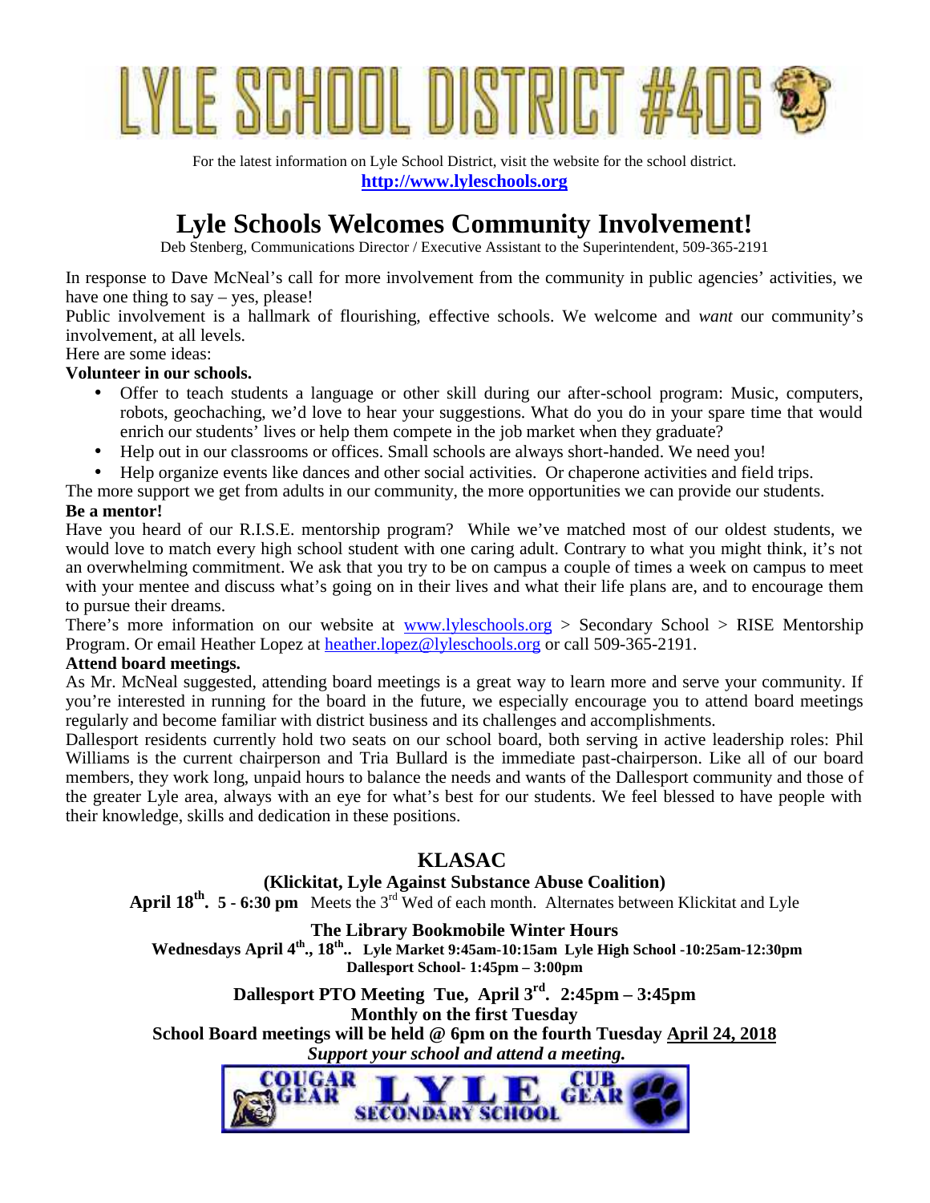# LYLE SCHOOL DISTRICT #406

For the latest information on Lyle School District, visit the website for the school district.
**http://www.lyleschools.org**

## Lyle Schools Welcomes Community Involvement!

Deb Stenberg, Communications Director / Executive Assistant to the Superintendent, 509-365-2191

In response to Dave McNeal's call for more involvement from the community in public agencies' activities, we have one thing to say – yes, please!

Public involvement is a hallmark of flourishing, effective schools. We welcome and *want* our community's involvement, at all levels.

Here are some ideas:

**Volunteer in our schools.**

- Offer to teach students a language or other skill during our after-school program: Music, computers, robots, geochaching, we'd love to hear your suggestions. What do you do in your spare time that would enrich our students' lives or help them compete in the job market when they graduate?
- Help out in our classrooms or offices. Small schools are always short-handed. We need you!
- Help organize events like dances and other social activities. Or chaperone activities and field trips.

The more support we get from adults in our community, the more opportunities we can provide our students.

**Be a mentor!**

Have you heard of our R.I.S.E. mentorship program? While we've matched most of our oldest students, we would love to match every high school student with one caring adult. Contrary to what you might think, it's not an overwhelming commitment. We ask that you try to be on campus a couple of times a week on campus to meet with your mentee and discuss what's going on in their lives and what their life plans are, and to encourage them to pursue their dreams.

There's more information on our website at www.lyleschools.org > Secondary School > RISE Mentorship Program. Or email Heather Lopez at heather.lopez@lyleschools.org or call 509-365-2191.

**Attend board meetings.**

As Mr. McNeal suggested, attending board meetings is a great way to learn more and serve your community. If you're interested in running for the board in the future, we especially encourage you to attend board meetings regularly and become familiar with district business and its challenges and accomplishments.

Dallesport residents currently hold two seats on our school board, both serving in active leadership roles: Phil Williams is the current chairperson and Tria Bullard is the immediate past-chairperson. Like all of our board members, they work long, unpaid hours to balance the needs and wants of the Dallesport community and those of the greater Lyle area, always with an eye for what's best for our students. We feel blessed to have people with their knowledge, skills and dedication in these positions.

## KLASAC

**(Klickitat, Lyle Against Substance Abuse Coalition)**

**April 18th. 5 - 6:30 pm** Meets the 3rd Wed of each month. Alternates between Klickitat and Lyle

**The Library Bookmobile Winter Hours**

**Wednesdays April 4th., 18th.. Lyle Market 9:45am-10:15am Lyle High School -10:25am-12:30pm Dallesport School- 1:45pm – 3:00pm**

**Dallesport PTO Meeting Tue, April 3rd. 2:45pm – 3:45pm**
**Monthly on the first Tuesday**

**School Board meetings will be held @ 6pm on the fourth Tuesday April 24, 2018**

***Support your school and attend a meeting.***

COUGAR GEAR LYLE SECONDARY SCHOOL CUB GEAR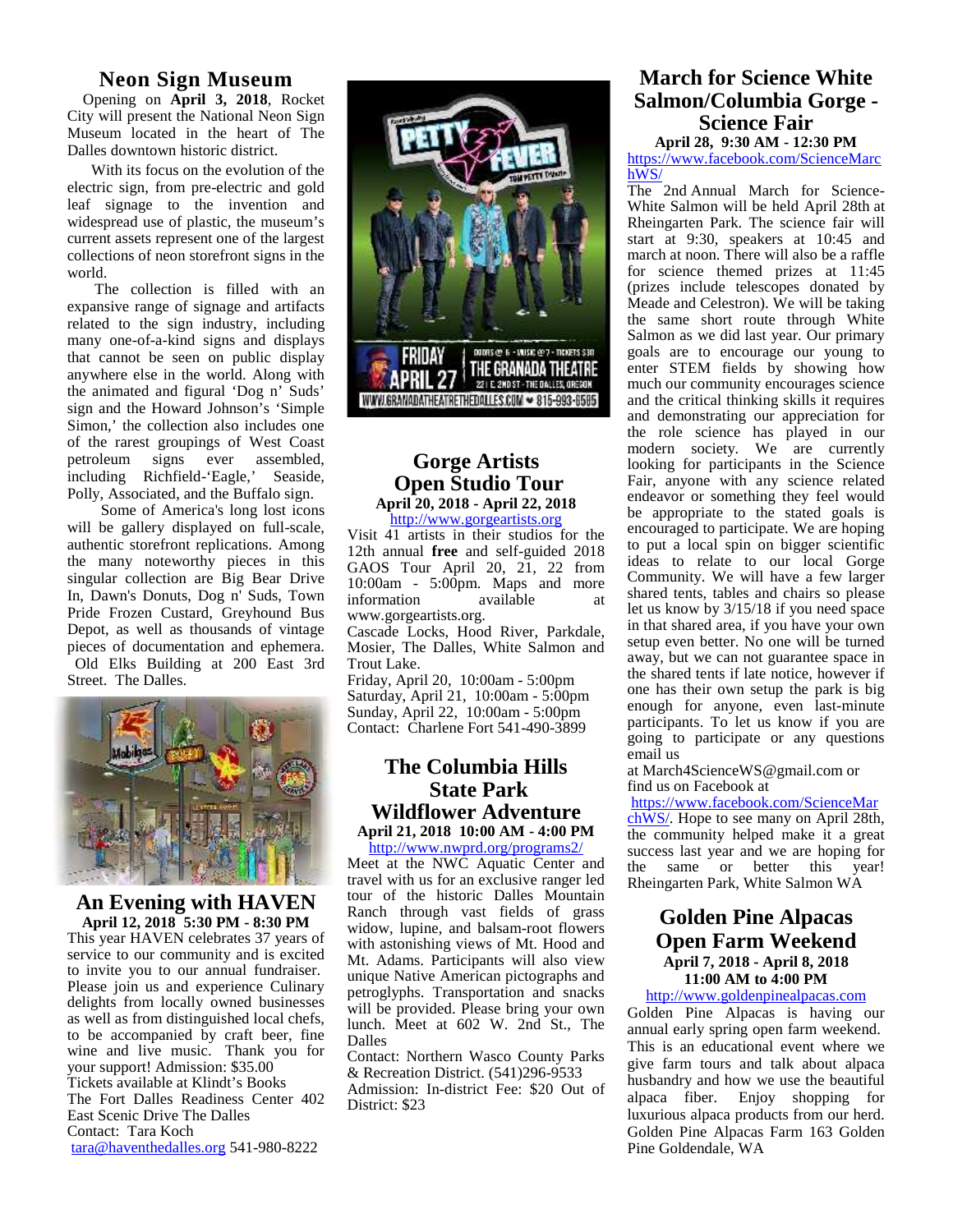## Neon Sign Museum

Opening on **April 3, 2018**, Rocket City will present the National Neon Sign Museum located in the heart of The Dalles downtown historic district.

With its focus on the evolution of the electric sign, from pre-electric and gold leaf signage to the invention and widespread use of plastic, the museum's current assets represent one of the largest collections of neon storefront signs in the world.

The collection is filled with an expansive range of signage and artifacts related to the sign industry, including many one-of-a-kind signs and displays that cannot be seen on public display anywhere else in the world. Along with the animated and figural 'Dog n' Suds' sign and the Howard Johnson's 'Simple Simon,' the collection also includes one of the rarest groupings of West Coast petroleum signs ever assembled, including Richfield-'Eagle,' Seaside, Polly, Associated, and the Buffalo sign.

Some of America's long lost icons will be gallery displayed on full-scale, authentic storefront replications. Among the many noteworthy pieces in this singular collection are Big Bear Drive In, Dawn's Donuts, Dog n' Suds, Town Pride Frozen Custard, Greyhound Bus Depot, as well as thousands of vintage pieces of documentation and ephemera. Old Elks Building at 200 East 3rd Street. The Dalles.

## An Evening with HAVEN

**April 12, 2018 5:30 PM - 8:30 PM**

This year HAVEN celebrates 37 years of service to our community and is excited to invite you to our annual fundraiser. Please join us and experience Culinary delights from locally owned businesses as well as from distinguished local chefs, to be accompanied by craft beer, fine wine and live music. Thank you for your support! Admission: $35.00
Tickets available at Klindt's Books
The Fort Dalles Readiness Center 402 East Scenic Drive The Dalles
Contact: Tara Koch
tara@haventhedalles.org 541-980-8222

## Gorge Artists Open Studio Tour

**April 20, 2018 - April 22, 2018**

http://www.gorgeartists.org

Visit 41 artists in their studios for the 12th annual **free** and self-guided 2018 GAOS Tour April 20, 21, 22 from 10:00am - 5:00pm. Maps and more information available at www.gorgeartists.org.
Cascade Locks, Hood River, Parkdale, Mosier, The Dalles, White Salmon and Trout Lake.
Friday, April 20, 10:00am - 5:00pm
Saturday, April 21, 10:00am - 5:00pm
Sunday, April 22, 10:00am - 5:00pm
Contact: Charlene Fort 541-490-3899

## The Columbia Hills State Park Wildflower Adventure

**April 21, 2018 10:00 AM - 4:00 PM**

http://www.nwprd.org/programs2/

Meet at the NWC Aquatic Center and travel with us for an exclusive ranger led tour of the historic Dalles Mountain Ranch through vast fields of grass widow, lupine, and balsam-root flowers with astonishing views of Mt. Hood and Mt. Adams. Participants will also view unique Native American pictographs and petroglyphs. Transportation and snacks will be provided. Please bring your own lunch. Meet at 602 W. 2nd St., The Dalles
Contact: Northern Wasco County Parks & Recreation District. (541)296-9533
Admission: In-district Fee: $20 Out of District: $23

## March for Science White Salmon/Columbia Gorge - Science Fair

**April 28, 9:30 AM - 12:30 PM**

https://www.facebook.com/ScienceMarchWS/

The 2nd Annual March for Science-White Salmon will be held April 28th at Rheingarten Park. The science fair will start at 9:30, speakers at 10:45 and march at noon. There will also be a raffle for science themed prizes at 11:45 (prizes include telescopes donated by Meade and Celestron). We will be taking the same short route through White Salmon as we did last year. Our primary goals are to encourage our young to enter STEM fields by showing how much our community encourages science and the critical thinking skills it requires and demonstrating our appreciation for the role science has played in our modern society. We are currently looking for participants in the Science Fair, anyone with any science related endeavor or something they feel would be appropriate to the stated goals is encouraged to participate. We are hoping to put a local spin on bigger scientific ideas to relate to our local Gorge Community. We will have a few larger shared tents, tables and chairs so please let us know by 3/15/18 if you need space in that shared area, if you have your own setup even better. No one will be turned away, but we can not guarantee space in the shared tents if late notice, however if one has their own setup the park is big enough for anyone, even last-minute participants. To let us know if you are going to participate or any questions email us
at March4ScienceWS@gmail.com or find us on Facebook at
https://www.facebook.com/ScienceMarchWS/. Hope to see many on April 28th, the community helped make it a great success last year and we are hoping for the same or better this year!
Rheingarten Park, White Salmon WA

## Golden Pine Alpacas Open Farm Weekend

**April 7, 2018 - April 8, 2018**
**11:00 AM to 4:00 PM**

http://www.goldenpinealpacas.com

Golden Pine Alpacas is having our annual early spring open farm weekend. This is an educational event where we give farm tours and talk about alpaca husbandry and how we use the beautiful alpaca fiber. Enjoy shopping for luxurious alpaca products from our herd.
Golden Pine Alpacas Farm 163 Golden Pine Goldendale, WA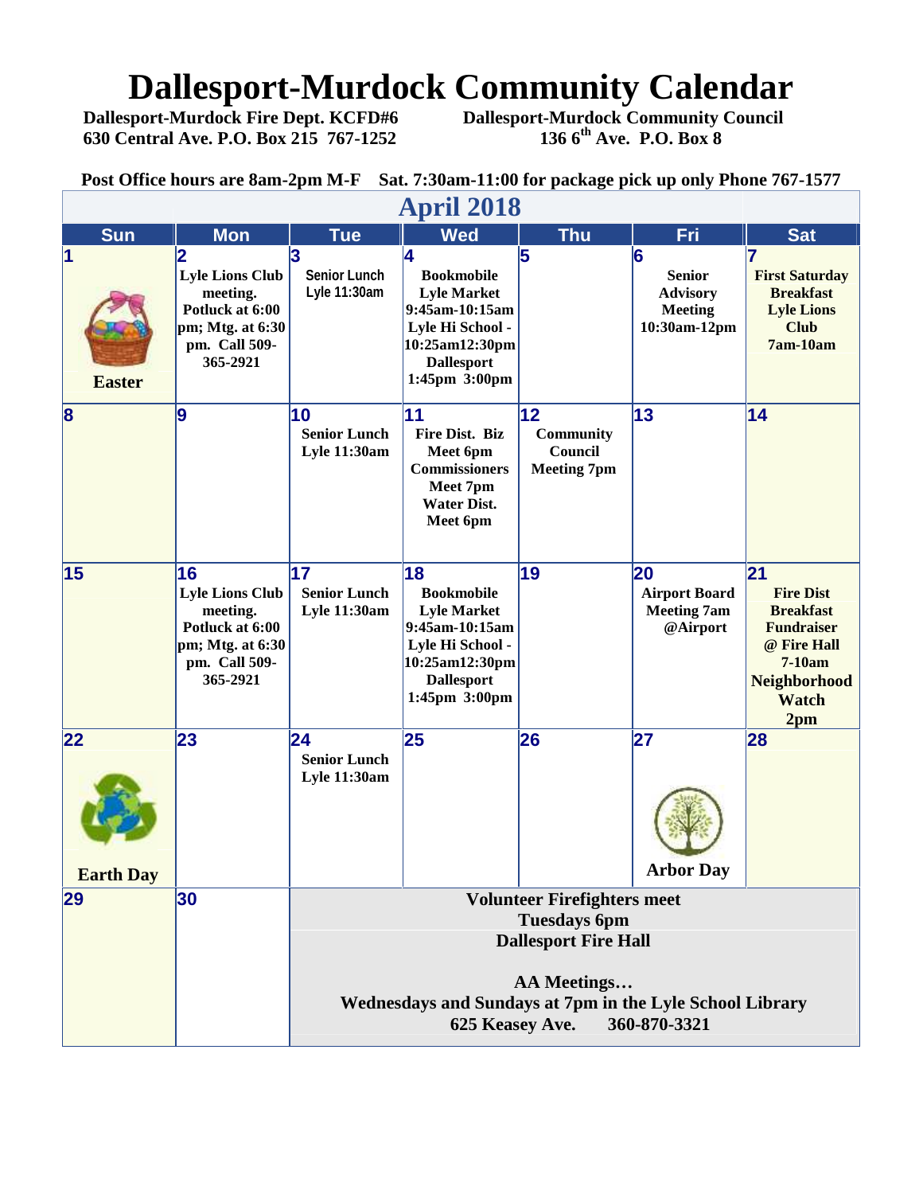# Dallesport-Murdock Community Calendar

**Dallesport-Murdock Fire Dept. KCFD#6**
**630 Central Ave. P.O. Box 215 767-1252**

**Dallesport-Murdock Community Council**
**136 6th Ave. P.O. Box 8**

**Post Office hours are 8am-2pm M-F Sat. 7:30am-11:00 for package pick up only Phone 767-1577**

## April 2018

| Sun | Mon | Tue | Wed | Thu | Fri | Sat |
|---|---|---|---|---|---|---|
| 1<br>Easter | 2<br>Lyle Lions Club meeting. Potluck at 6:00 pm; Mtg. at 6:30 pm. Call 509-365-2921 | 3<br>Senior Lunch Lyle 11:30am | 4<br>Bookmobile<br>Lyle Market 9:45am-10:15am<br>Lyle Hi School - 10:25am12:30pm<br>Dallesport 1:45pm 3:00pm | 5 | 6<br>Senior Advisory Meeting 10:30am-12pm | 7<br>First Saturday Breakfast Lyle Lions Club 7am-10am |
| 8 | 9 | 10<br>Senior Lunch Lyle 11:30am | 11<br>Fire Dist. Biz Meet 6pm<br>Commissioners Meet 7pm<br>Water Dist. Meet 6pm | 12<br>Community Council Meeting 7pm | 13 | 14 |
| 15 | 16<br>Lyle Lions Club meeting. Potluck at 6:00 pm; Mtg. at 6:30 pm. Call 509-365-2921 | 17<br>Senior Lunch Lyle 11:30am | 18<br>Bookmobile<br>Lyle Market 9:45am-10:15am<br>Lyle Hi School - 10:25am12:30pm<br>Dallesport 1:45pm 3:00pm | 19 | 20<br>Airport Board Meeting 7am @Airport | 21<br>Fire Dist Breakfast Fundraiser @ Fire Hall 7-10am<br>Neighborhood Watch 2pm |
| 22<br>Earth Day | 23 | 24<br>Senior Lunch Lyle 11:30am | 25 | 26 | 27<br>Arbor Day | 28 |
| 29 | 30 | Volunteer Firefighters meet Tuesdays 6pm Dallesport Fire Hall<br><br>AA Meetings… Wednesdays and Sundays at 7pm in the Lyle School Library 625 Keasey Ave. 360-870-3321 | | | | |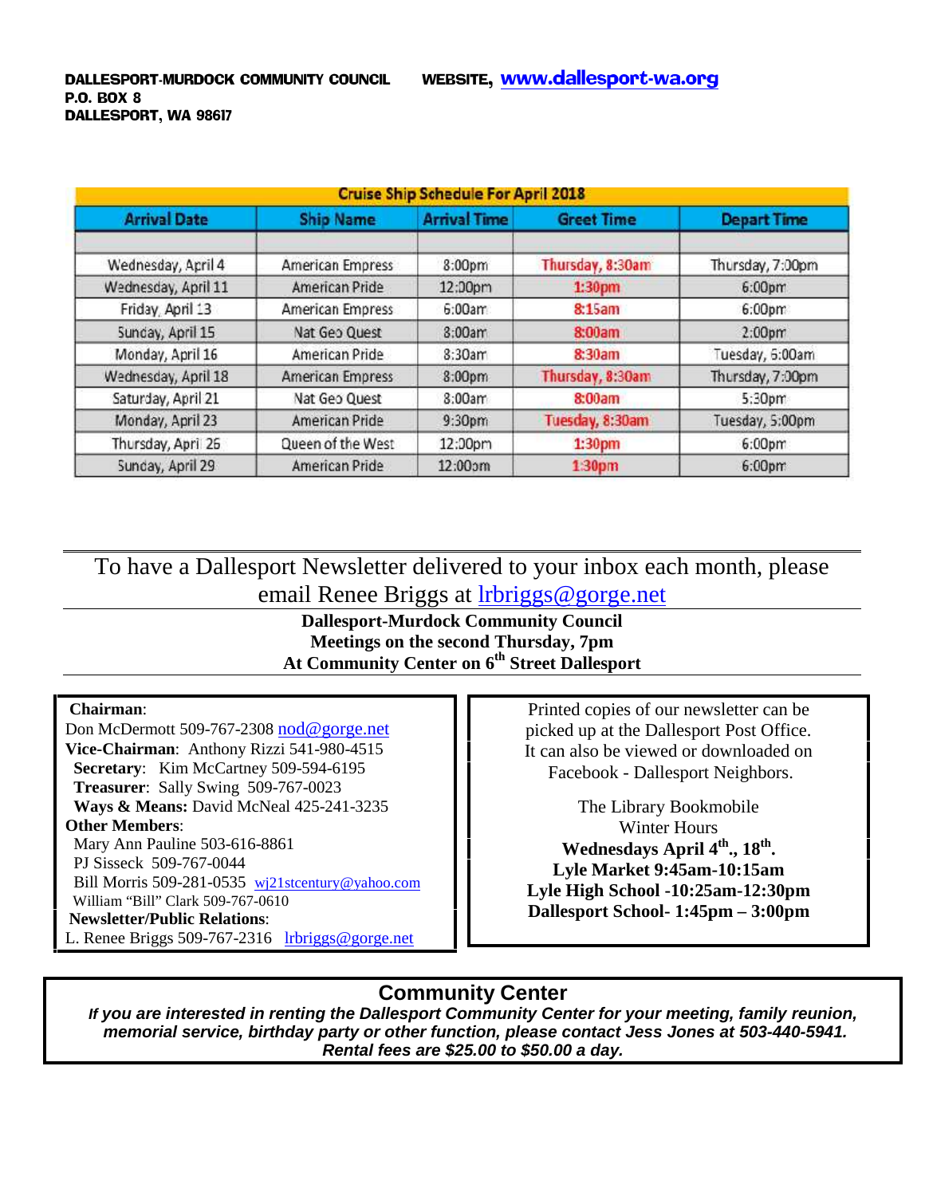**DALLESPORT-MURDOCK COMMUNITY COUNCIL** **WEBSITE, www.dallesport-wa.org**
**P.O. BOX 8**
**DALLESPORT, WA 98617**

**Cruise Ship Schedule For April 2018**

| Arrival Date | Ship Name | Arrival Time | Greet Time | Depart Time |
|---|---|---|---|---|
| | | | | |
| Wednesday, April 4 | American Empress | 8:00pm | Thursday, 8:30am | Thursday, 7:00pm |
| Wednesday, April 11 | American Pride | 12:00pm | 1:30pm | 6:00pm |
| Friday, April 13 | American Empress | 6:00am | 8:15am | 6:00pm |
| Sunday, April 15 | Nat Geo Quest | 8:00am | 8:00am | 2:00pm |
| Monday, April 16 | American Pride | 8:30am | 8:30am | Tuesday, 6:00am |
| Wednesday, April 18 | American Empress | 8:00pm | Thursday, 8:30am | Thursday, 7:00pm |
| Saturday, April 21 | Nat Geo Quest | 8:00am | 8:00am | 5:30pm |
| Monday, April 23 | American Pride | 9:30pm | Tuesday, 8:30am | Tuesday, 5:00pm |
| Thursday, April 26 | Queen of the West | 12:00pm | 1:30pm | 6:00pm |
| Sunday, April 29 | American Pride | 12:00pm | 1:30pm | 6:00pm |

---

To have a Dallesport Newsletter delivered to your inbox each month, please email Renee Briggs at lrbriggs@gorge.net

**Dallesport-Murdock Community Council**
**Meetings on the second Thursday, 7pm**
**At Community Center on 6th Street Dallesport**

---

**Chairman**:
Don McDermott 509-767-2308 nod@gorge.net
**Vice-Chairman**: Anthony Rizzi 541-980-4515
**Secretary**: Kim McCartney 509-594-6195
**Treasurer**: Sally Swing 509-767-0023
**Ways & Means:** David McNeal 425-241-3235
**Other Members**:
Mary Ann Pauline 503-616-8861
PJ Sisseck 509-767-0044
Bill Morris 509-281-0535 wj21stcentury@yahoo.com
William "Bill" Clark 509-767-0610
**Newsletter/Public Relations**:
L. Renee Briggs 509-767-2316 lrbriggs@gorge.net

Printed copies of our newsletter can be picked up at the Dallesport Post Office. It can also be viewed or downloaded on Facebook - Dallesport Neighbors.

The Library Bookmobile
Winter Hours
**Wednesdays April 4th., 18th.**
**Lyle Market 9:45am-10:15am**
**Lyle High School -10:25am-12:30pm**
**Dallesport School- 1:45pm – 3:00pm**

## Community Center

***If you are interested in renting the Dallesport Community Center for your meeting, family reunion, memorial service, birthday party or other function, please contact Jess Jones at 503-440-5941. Rental fees are $25.00 to $50.00 a day.***